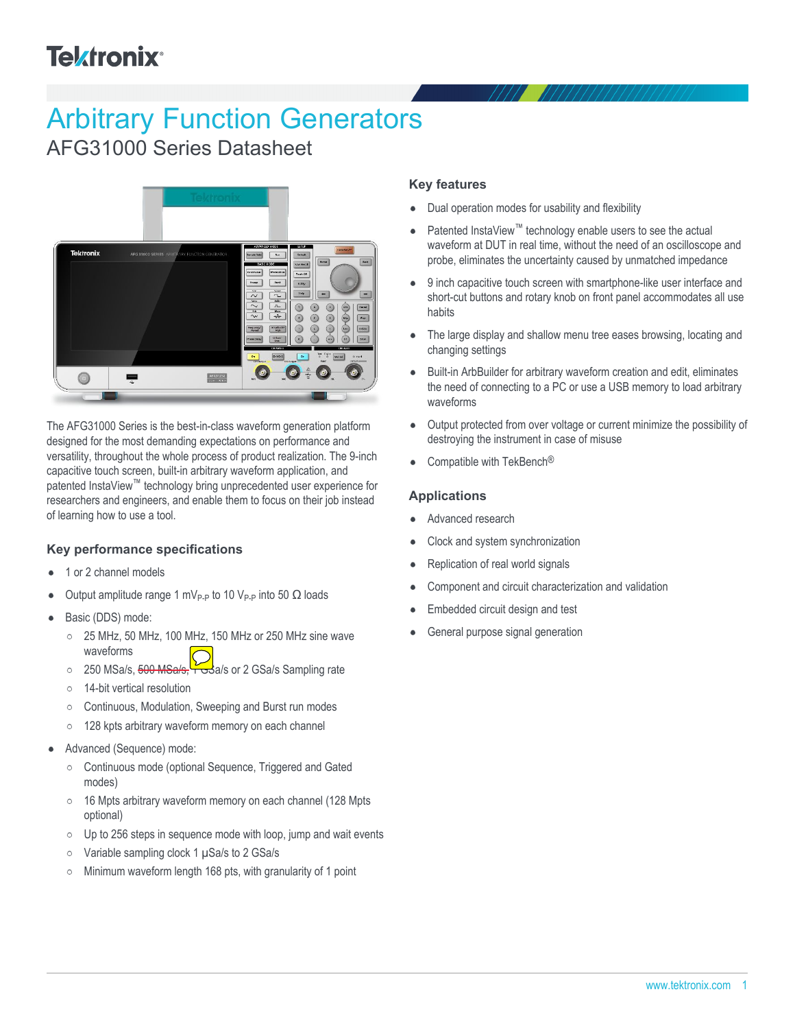# Arbitrary Function Generators

## AFG31000 Series Datasheet

The AFG31000 Series is the best-in-class waveform generation platform designed for the most demanding expectations on performance and versatility, throughout the whole process of product realization. The 9-inch capacitive touch screen, built-in arbitrary waveform application, and patented InstaView™ technology bring unprecedented user experience for researchers and engineers, and enable them to focus on their job instead of learning how to use a tool.

### Key performance specifications

- 1 or 2 channel models
- Output amplitude range 1 $mV_{P-P}$ to 10 $V_{P-P}$ into 50 Ω loads
- Basic (DDS) mode:
  - 25 MHz, 50 MHz, 100 MHz, 150 MHz or 250 MHz sine wave waveforms
  - 250 MSa/s, ~~500 MSa/s~~, 1 GSa/s or 2 GSa/s Sampling rate
  - 14-bit vertical resolution
  - Continuous, Modulation, Sweeping and Burst run modes
  - 128 kpts arbitrary waveform memory on each channel
- Advanced (Sequence) mode:
  - Continuous mode (optional Sequence, Triggered and Gated modes)
  - 16 Mpts arbitrary waveform memory on each channel (128 Mpts optional)
  - Up to 256 steps in sequence mode with loop, jump and wait events
  - Variable sampling clock 1 μSa/s to 2 GSa/s
  - Minimum waveform length 168 pts, with granularity of 1 point

### Key features

- Dual operation modes for usability and flexibility
- Patented InstaView™ technology enable users to see the actual waveform at DUT in real time, without the need of an oscilloscope and probe, eliminates the uncertainty caused by unmatched impedance
- 9 inch capacitive touch screen with smartphone-like user interface and short-cut buttons and rotary knob on front panel accommodates all use habits
- The large display and shallow menu tree eases browsing, locating and changing settings
- Built-in ArbBuilder for arbitrary waveform creation and edit, eliminates the need of connecting to a PC or use a USB memory to load arbitrary waveforms
- Output protected from over voltage or current minimize the possibility of destroying the instrument in case of misuse
- Compatible with TekBench®

### Applications

- Advanced research
- Clock and system synchronization
- Replication of real world signals
- Component and circuit characterization and validation
- Embedded circuit design and test
- General purpose signal generation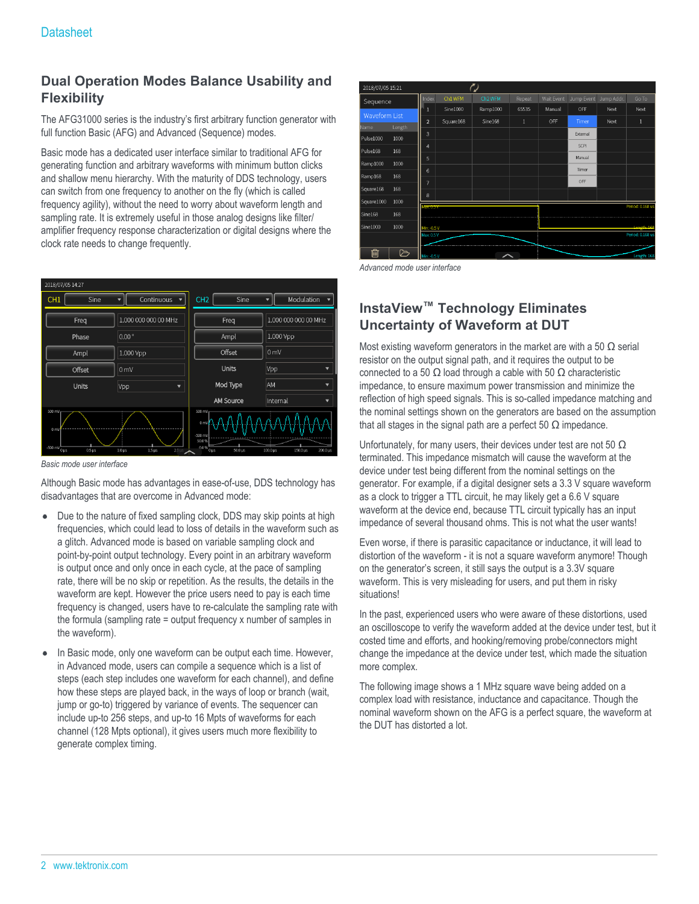## Dual Operation Modes Balance Usability and Flexibility

The AFG31000 series is the industry's first arbitrary function generator with full function Basic (AFG) and Advanced (Sequence) modes.

Basic mode has a dedicated user interface similar to traditional AFG for generating function and arbitrary waveforms with minimum button clicks and shallow menu hierarchy. With the maturity of DDS technology, users can switch from one frequency to another on the fly (which is called frequency agility), without the need to worry about waveform length and sampling rate. It is extremely useful in those analog designs like filter/amplifier frequency response characterization or digital designs where the clock rate needs to change frequently.

*Basic mode user interface*

Although Basic mode has advantages in ease-of-use, DDS technology has disadvantages that are overcome in Advanced mode:

- Due to the nature of fixed sampling clock, DDS may skip points at high frequencies, which could lead to loss of details in the waveform such as a glitch. Advanced mode is based on variable sampling clock and point-by-point output technology. Every point in an arbitrary waveform is output once and only once in each cycle, at the pace of sampling rate, there will be no skip or repetition. As the results, the details in the waveform are kept. However the price users need to pay is each time frequency is changed, users have to re-calculate the sampling rate with the formula (sampling rate = output frequency x number of samples in the waveform).
- In Basic mode, only one waveform can be output each time. However, in Advanced mode, users can compile a sequence which is a list of steps (each step includes one waveform for each channel), and define how these steps are played back, in the ways of loop or branch (wait, jump or go-to) triggered by variance of events. The sequencer can include up-to 256 steps, and up-to 16 Mpts of waveforms for each channel (128 Mpts optional), it gives users much more flexibility to generate complex timing.

*Advanced mode user interface*

## InstaView™ Technology Eliminates Uncertainty of Waveform at DUT

Most existing waveform generators in the market are with a 50 Ω serial resistor on the output signal path, and it requires the output to be connected to a 50 Ω load through a cable with 50 Ω characteristic impedance, to ensure maximum power transmission and minimize the reflection of high speed signals. This is so-called impedance matching and the nominal settings shown on the generators are based on the assumption that all stages in the signal path are a perfect 50 Ω impedance.

Unfortunately, for many users, their devices under test are not 50 Ω terminated. This impedance mismatch will cause the waveform at the device under test being different from the nominal settings on the generator. For example, if a digital designer sets a 3.3 V square waveform as a clock to trigger a TTL circuit, he may likely get a 6.6 V square waveform at the device end, because TTL circuit typically has an input impedance of several thousand ohms. This is not what the user wants!

Even worse, if there is parasitic capacitance or inductance, it will lead to distortion of the waveform - it is not a square waveform anymore! Though on the generator's screen, it still says the output is a 3.3V square waveform. This is very misleading for users, and put them in risky situations!

In the past, experienced users who were aware of these distortions, used an oscilloscope to verify the waveform added at the device under test, but it costed time and efforts, and hooking/removing probe/connectors might change the impedance at the device under test, which made the situation more complex.

The following image shows a 1 MHz square wave being added on a complex load with resistance, inductance and capacitance. Though the nominal waveform shown on the AFG is a perfect square, the waveform at the DUT has distorted a lot.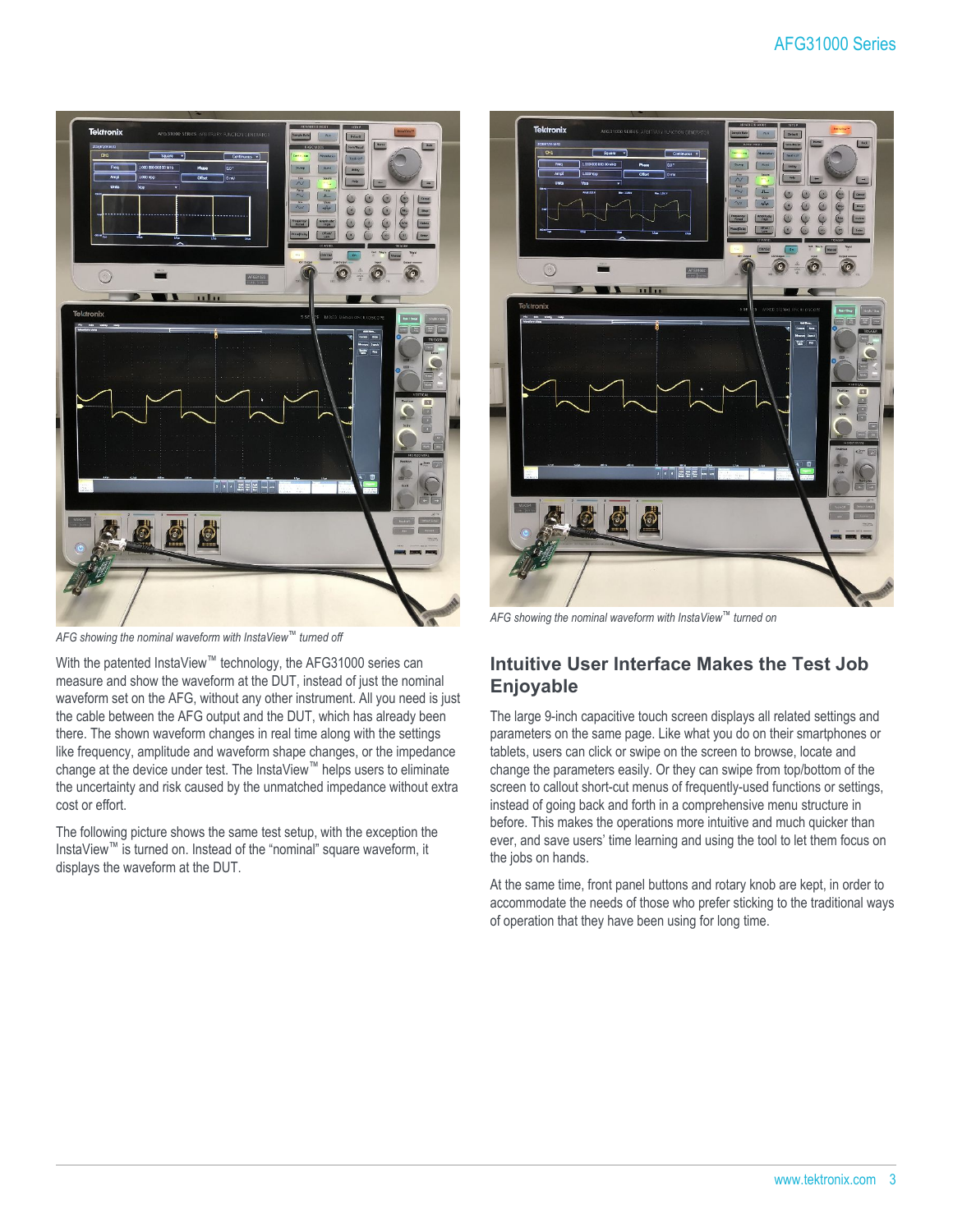*AFG showing the nominal waveform with InstaView™ turned off*

With the patented InstaView™ technology, the AFG31000 series can measure and show the waveform at the DUT, instead of just the nominal waveform set on the AFG, without any other instrument. All you need is just the cable between the AFG output and the DUT, which has already been there. The shown waveform changes in real time along with the settings like frequency, amplitude and waveform shape changes, or the impedance change at the device under test. The InstaView™ helps users to eliminate the uncertainty and risk caused by the unmatched impedance without extra cost or effort.

The following picture shows the same test setup, with the exception the InstaView™ is turned on. Instead of the "nominal" square waveform, it displays the waveform at the DUT.

*AFG showing the nominal waveform with InstaView™ turned on*

## Intuitive User Interface Makes the Test Job Enjoyable

The large 9-inch capacitive touch screen displays all related settings and parameters on the same page. Like what you do on their smartphones or tablets, users can click or swipe on the screen to browse, locate and change the parameters easily. Or they can swipe from top/bottom of the screen to callout short-cut menus of frequently-used functions or settings, instead of going back and forth in a comprehensive menu structure in before. This makes the operations more intuitive and much quicker than ever, and save users' time learning and using the tool to let them focus on the jobs on hands.

At the same time, front panel buttons and rotary knob are kept, in order to accommodate the needs of those who prefer sticking to the traditional ways of operation that they have been using for long time.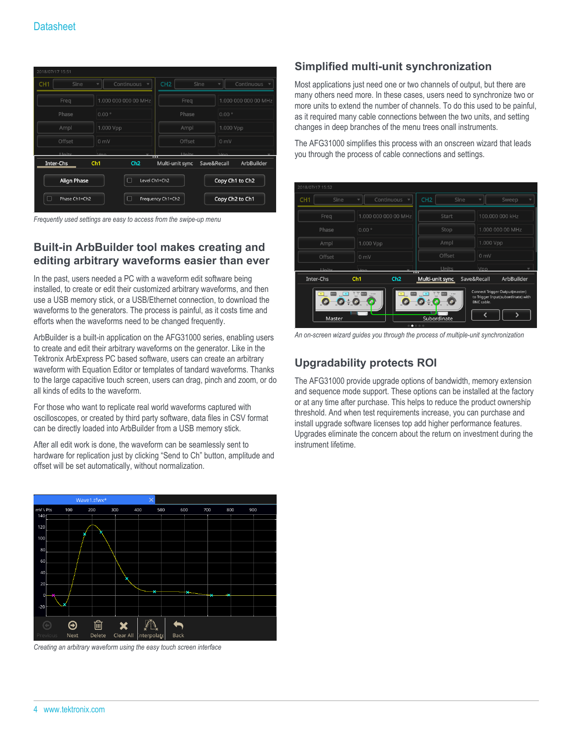Frequently used settings are easy to access from the swipe-up menu

## Built-in ArbBuilder tool makes creating and editing arbitrary waveforms easier than ever

In the past, users needed a PC with a waveform edit software being installed, to create or edit their customized arbitrary waveforms, and then use a USB memory stick, or a USB/Ethernet connection, to download the waveforms to the generators. The process is painful, as it costs time and efforts when the waveforms need to be changed frequently.

ArbBuilder is a built-in application on the AFG31000 series, enabling users to create and edit their arbitrary waveforms on the generator. Like in the Tektronix ArbExpress PC based software, users can create an arbitrary waveform with Equation Editor or templates of standard waveforms. Thanks to the large capacitive touch screen, users can drag, pinch and zoom, or do all kinds of edits to the waveform.

For those who want to replicate real world waveforms captured with oscilloscopes, or created by third party software, data files in CSV format can be directly loaded into ArbBuilder from a USB memory stick.

After all edit work is done, the waveform can be seamlessly sent to hardware for replication just by clicking "Send to Ch" button, amplitude and offset will be set automatically, without normalization.

Creating an arbitrary waveform using the easy touch screen interface

## Simplified multi-unit synchronization

Most applications just need one or two channels of output, but there are many others need more. In these cases, users need to synchronize two or more units to extend the number of channels. To do this used to be painful, as it required many cable connections between the two units, and setting changes in deep branches of the menu trees onall instruments.

The AFG31000 simplifies this process with an onscreen wizard that leads you through the process of cable connections and settings.

An on-screen wizard guides you through the process of multiple-unit synchronization

## Upgradability protects ROI

The AFG31000 provide upgrade options of bandwidth, memory extension and sequence mode support. These options can be installed at the factory or at any time after purchase. This helps to reduce the product ownership threshold. And when test requirements increase, you can purchase and install upgrade software licenses top add higher performance features. Upgrades eliminate the concern about the return on investment during the instrument lifetime.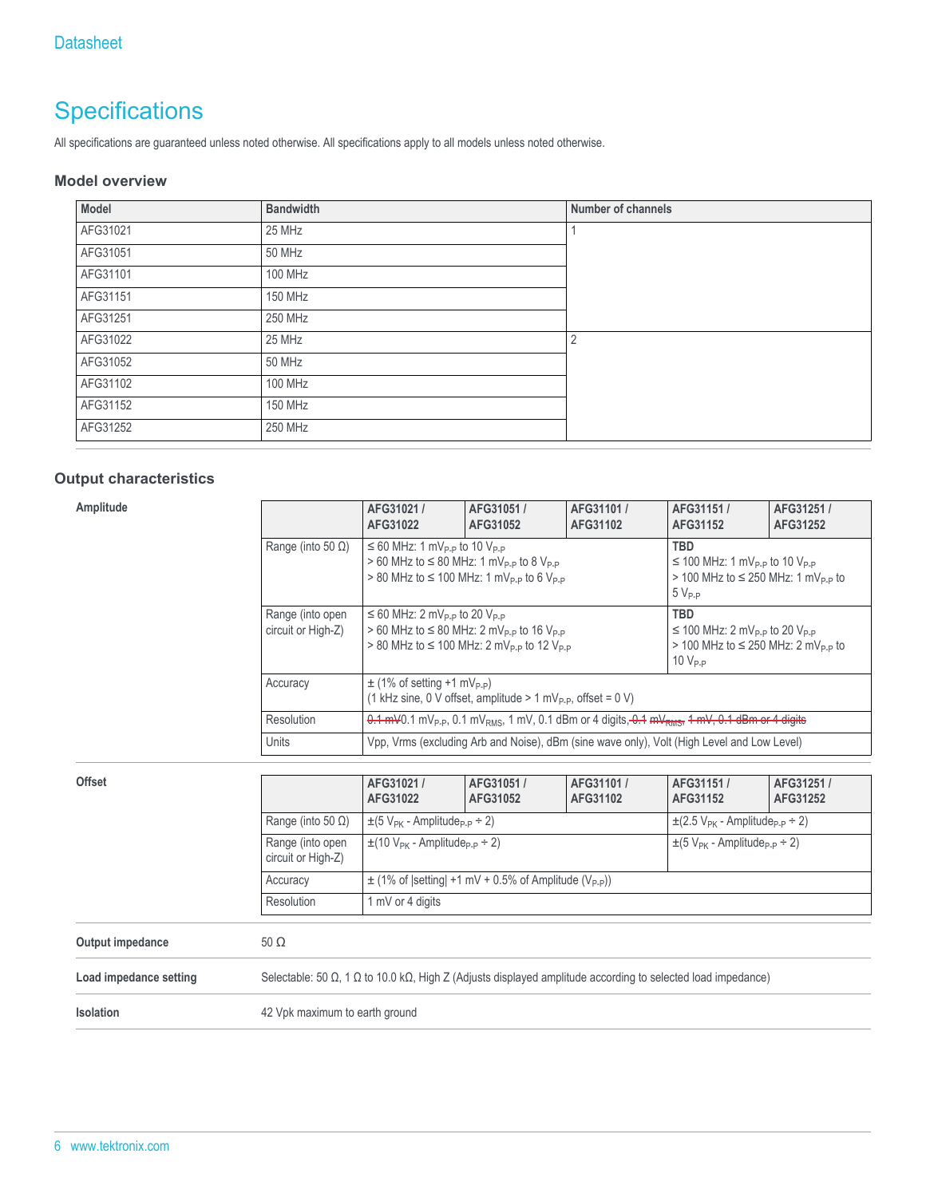# Specifications

All specifications are guaranteed unless noted otherwise. All specifications apply to all models unless noted otherwise.

## Model overview

| Model | Bandwidth | Number of channels |
|---|---|---|
| AFG31021 | 25 MHz | 1 |
| AFG31051 | 50 MHz | |
| AFG31101 | 100 MHz | |
| AFG31151 | 150 MHz | |
| AFG31251 | 250 MHz | |
| AFG31022 | 25 MHz | 2 |
| AFG31052 | 50 MHz | |
| AFG31102 | 100 MHz | |
| AFG31152 | 150 MHz | |
| AFG31252 | 250 MHz | |

## Output characteristics

**Amplitude**

| | AFG31021 / AFG31022 | AFG31051 / AFG31052 | AFG31101 / AFG31102 | AFG31151 / AFG31152 | AFG31251 / AFG31252 |
|---|---|---|---|---|---|
| Range (into 50 Ω) | ≤ 60 MHz: 1 $mV_{P-P}$ to 10 $V_{P-P}$<br>> 60 MHz to ≤ 80 MHz: 1 $mV_{P-P}$ to 8 $V_{P-P}$<br>> 80 MHz to ≤ 100 MHz: 1 $mV_{P-P}$ to 6 $V_{P-P}$ | | | **TBD**<br>≤ 100 MHz: 1 $mV_{P-P}$ to 10 $V_{P-P}$<br>> 100 MHz to ≤ 250 MHz: 1 $mV_{P-P}$ to 5 $V_{P-P}$ | |
| Range (into open circuit or High-Z) | ≤ 60 MHz: 2 $mV_{P-P}$ to 20 $V_{P-P}$<br>> 60 MHz to ≤ 80 MHz: 2 $mV_{P-P}$ to 16 $V_{P-P}$<br>> 80 MHz to ≤ 100 MHz: 2 $mV_{P-P}$ to 12 $V_{P-P}$ | | | **TBD**<br>≤ 100 MHz: 2 $mV_{P-P}$ to 20 $V_{P-P}$<br>> 100 MHz to ≤ 250 MHz: 2 $mV_{P-P}$ to 10 $V_{P-P}$ | |
| Accuracy | ± (1% of setting +1 $mV_{P-P}$)<br>(1 kHz sine, 0 V offset, amplitude > 1 $mV_{P-P}$, offset = 0 V) | | | | |
| Resolution | ~~0.1 mV~~0.1 $mV_{P-P}$, 0.1 $mV_{RMS}$, 1 mV, 0.1 dBm or 4 digits~~, 0.1 $mV_{RMS}$, 1 mV, 0.1 dBm or 4 digits~~ | | | | |
| Units | Vpp, Vrms (excluding Arb and Noise), dBm (sine wave only), Volt (High Level and Low Level) | | | | |

**Offset**

| | AFG31021 / AFG31022 | AFG31051 / AFG31052 | AFG31101 / AFG31102 | AFG31151 / AFG31152 | AFG31251 / AFG31252 |
|---|---|---|---|---|---|
| Range (into 50 Ω) | ±(5 $V_{PK}$ - $Amplitude_{P-P}$ ÷ 2) | | | ±(2.5 $V_{PK}$ - $Amplitude_{P-P}$ ÷ 2) | |
| Range (into open circuit or High-Z) | ±(10 $V_{PK}$ - $Amplitude_{P-P}$ ÷ 2) | | | ±(5 $V_{PK}$ - $Amplitude_{P-P}$ ÷ 2) | |
| Accuracy | ± (1% of \|setting\| +1 mV + 0.5% of Amplitude ($V_{P-P}$)) | | | | |
| Resolution | 1 mV or 4 digits | | | | |

**Output impedance**

50 Ω

**Load impedance setting**

Selectable: 50 Ω, 1 Ω to 10.0 kΩ, High Z (Adjusts displayed amplitude according to selected load impedance)

**Isolation**

42 Vpk maximum to earth ground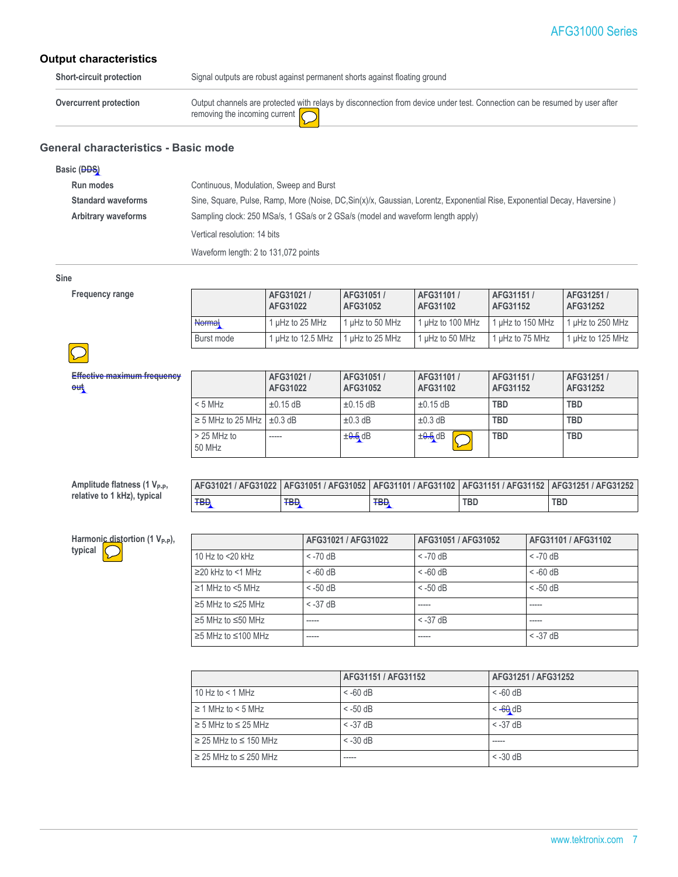## Output characteristics

| | |
|---|---|
| **Short-circuit protection** | Signal outputs are robust against permanent shorts against floating ground |
| **Overcurrent protection** | Output channels are protected with relays by disconnection from device under test. Connection can be resumed by user after removing the incoming current |

## General characteristics - Basic mode

**Basic (DDS)**

| | |
|---|---|
| **Run modes** | Continuous, Modulation, Sweep and Burst |
| **Standard waveforms** | Sine, Square, Pulse, Ramp, More (Noise, DC,Sin(x)/x, Gaussian, Lorentz, Exponential Rise, Exponential Decay, Haversine ) |
| **Arbitrary waveforms** | Sampling clock: 250 MSa/s, 1 GSa/s or 2 GSa/s (model and waveform length apply) |
| | Vertical resolution: 14 bits |
| | Waveform length: 2 to 131,072 points |

**Sine**

**Frequency range**

| | AFG31021 / AFG31022 | AFG31051 / AFG31052 | AFG31101 / AFG31102 | AFG31151 / AFG31152 | AFG31251 / AFG31252 |
|---|---|---|---|---|---|
| Normal | 1 µHz to 25 MHz | 1 µHz to 50 MHz | 1 µHz to 100 MHz | 1 µHz to 150 MHz | 1 µHz to 250 MHz |
| Burst mode | 1 µHz to 12.5 MHz | 1 µHz to 25 MHz | 1 µHz to 50 MHz | 1 µHz to 75 MHz | 1 µHz to 125 MHz |

**Effective maximum frequency out**

| | AFG31021 / AFG31022 | AFG31051 / AFG31052 | AFG31101 / AFG31102 | AFG31151 / AFG31152 | AFG31251 / AFG31252 |
|---|---|---|---|---|---|
| < 5 MHz | ±0.15 dB | ±0.15 dB | ±0.15 dB | **TBD** | **TBD** |
| ≥ 5 MHz to 25 MHz | ±0.3 dB | ±0.3 dB | ±0.3 dB | **TBD** | **TBD** |
| > 25 MHz to 50 MHz | ----- | ±0.5 dB | ±0.5 dB | **TBD** | **TBD** |

**Amplitude flatness (1 $V_{P-P}$, relative to 1 kHz), typical**

| AFG31021 / AFG31022 | AFG31051 / AFG31052 | AFG31101 / AFG31102 | AFG31151 / AFG31152 | AFG31251 / AFG31252 |
|---|---|---|---|---|
| TBD | TBD | TBD | **TBD** | **TBD** |

**Harmonic distortion (1 $V_{P-P}$), typical**

| | AFG31021 / AFG31022 | AFG31051 / AFG31052 | AFG31101 / AFG31102 |
|---|---|---|---|
| 10 Hz to <20 kHz | < -70 dB | < -70 dB | < -70 dB |
| ≥20 kHz to <1 MHz | < -60 dB | < -60 dB | < -60 dB |
| ≥1 MHz to <5 MHz | < -50 dB | < -50 dB | < -50 dB |
| ≥5 MHz to ≤25 MHz | < -37 dB | ----- | ----- |
| ≥5 MHz to ≤50 MHz | ----- | < -37 dB | ----- |
| ≥5 MHz to ≤100 MHz | ----- | ----- | < -37 dB |

| | AFG31151 / AFG31152 | AFG31251 / AFG31252 |
|---|---|---|
| 10 Hz to < 1 MHz | < -60 dB | < -60 dB |
| ≥ 1 MHz to < 5 MHz | < -50 dB | < -60 dB |
| ≥ 5 MHz to ≤ 25 MHz | < -37 dB | < -37 dB |
| ≥ 25 MHz to ≤ 150 MHz | < -30 dB | ----- |
| ≥ 25 MHz to ≤ 250 MHz | ----- | < -30 dB |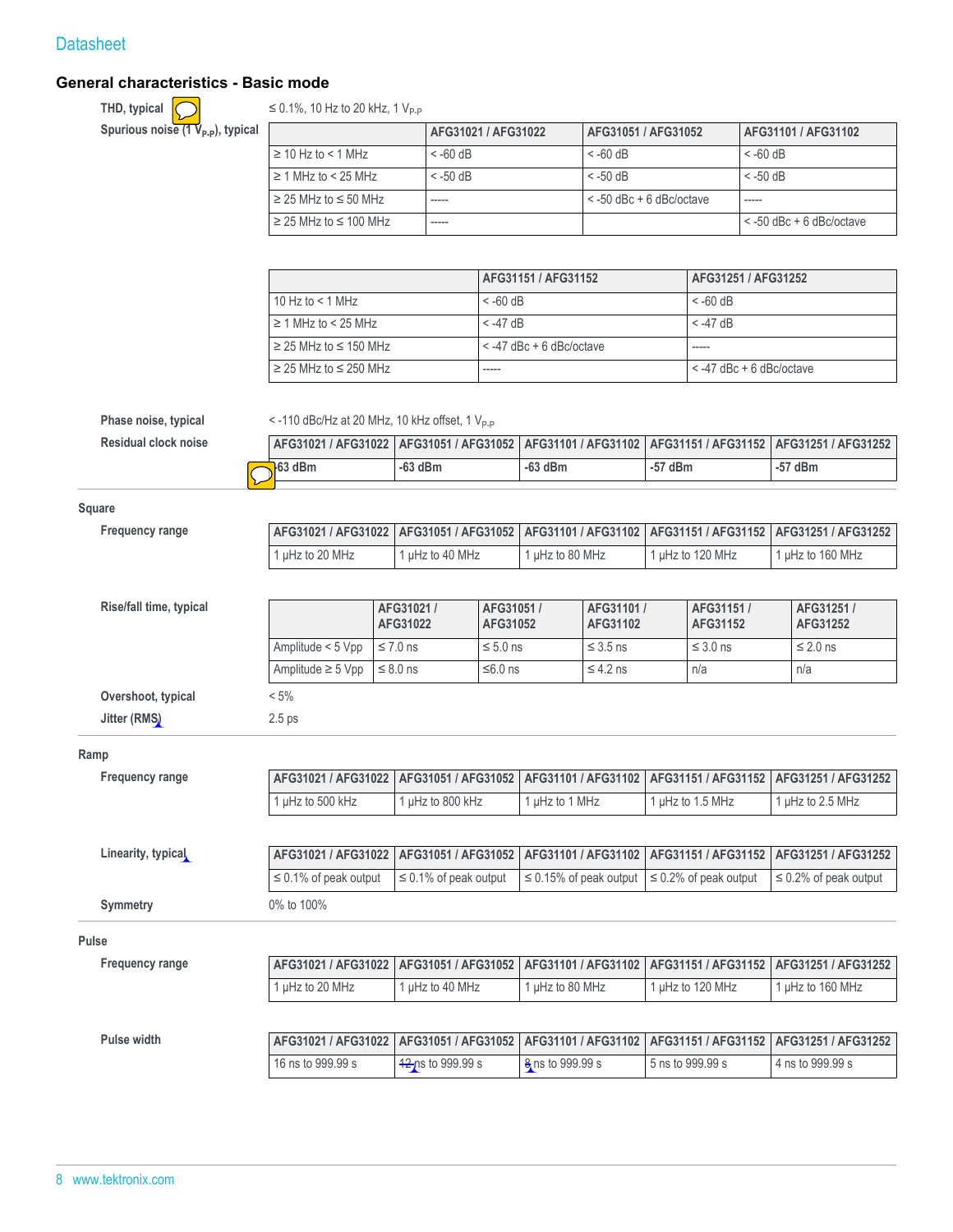## General characteristics - Basic mode

**THD, typical**

≤ 0.1%, 10 Hz to 20 kHz, 1 $V_{P-P}$

**Spurious noise (1 $V_{P-P}$), typical**

| | AFG31021 / AFG31022 | AFG31051 / AFG31052 | AFG31101 / AFG31102 |
|---|---|---|---|
| ≥ 10 Hz to < 1 MHz | < -60 dB | < -60 dB | < -60 dB |
| ≥ 1 MHz to < 25 MHz | < -50 dB | < -50 dB | < -50 dB |
| ≥ 25 MHz to ≤ 50 MHz | ----- | < -50 dBc + 6 dBc/octave | ----- |
| ≥ 25 MHz to ≤ 100 MHz | ----- | | < -50 dBc + 6 dBc/octave |

| | AFG31151 / AFG31152 | AFG31251 / AFG31252 |
|---|---|---|
| 10 Hz to < 1 MHz | < -60 dB | < -60 dB |
| ≥ 1 MHz to < 25 MHz | < -47 dB | < -47 dB |
| ≥ 25 MHz to ≤ 150 MHz | < -47 dBc + 6 dBc/octave | ----- |
| ≥ 25 MHz to ≤ 250 MHz | ----- | < -47 dBc + 6 dBc/octave |

**Phase noise, typical**

< -110 dBc/Hz at 20 MHz, 10 kHz offset, 1 $V_{P-P}$

**Residual clock noise**

| AFG31021 / AFG31022 | AFG31051 / AFG31052 | AFG31101 / AFG31102 | AFG31151 / AFG31152 | AFG31251 / AFG31252 |
|---|---|---|---|---|
| -63 dBm | -63 dBm | -63 dBm | -57 dBm | -57 dBm |

### Square

**Frequency range**

| AFG31021 / AFG31022 | AFG31051 / AFG31052 | AFG31101 / AFG31102 | AFG31151 / AFG31152 | AFG31251 / AFG31252 |
|---|---|---|---|---|
| 1 µHz to 20 MHz | 1 µHz to 40 MHz | 1 µHz to 80 MHz | 1 µHz to 120 MHz | 1 µHz to 160 MHz |

**Rise/fall time, typical**

| | AFG31021 / AFG31022 | AFG31051 / AFG31052 | AFG31101 / AFG31102 | AFG31151 / AFG31152 | AFG31251 / AFG31252 |
|---|---|---|---|---|---|
| Amplitude < 5 Vpp | ≤ 7.0 ns | ≤ 5.0 ns | ≤ 3.5 ns | ≤ 3.0 ns | ≤ 2.0 ns |
| Amplitude ≥ 5 Vpp | ≤ 8.0 ns | ≤6.0 ns | ≤ 4.2 ns | n/a | n/a |

**Overshoot, typical**

< 5%

**Jitter (RMS)**

2.5 ps

### Ramp

**Frequency range**

| AFG31021 / AFG31022 | AFG31051 / AFG31052 | AFG31101 / AFG31102 | AFG31151 / AFG31152 | AFG31251 / AFG31252 |
|---|---|---|---|---|
| 1 µHz to 500 kHz | 1 µHz to 800 kHz | 1 µHz to 1 MHz | 1 µHz to 1.5 MHz | 1 µHz to 2.5 MHz |

**Linearity, typical**

| AFG31021 / AFG31022 | AFG31051 / AFG31052 | AFG31101 / AFG31102 | AFG31151 / AFG31152 | AFG31251 / AFG31252 |
|---|---|---|---|---|
| ≤ 0.1% of peak output | ≤ 0.1% of peak output | ≤ 0.15% of peak output | ≤ 0.2% of peak output | ≤ 0.2% of peak output |

**Symmetry**

0% to 100%

### Pulse

**Frequency range**

| AFG31021 / AFG31022 | AFG31051 / AFG31052 | AFG31101 / AFG31102 | AFG31151 / AFG31152 | AFG31251 / AFG31252 |
|---|---|---|---|---|
| 1 µHz to 20 MHz | 1 µHz to 40 MHz | 1 µHz to 80 MHz | 1 µHz to 120 MHz | 1 µHz to 160 MHz |

**Pulse width**

| AFG31021 / AFG31022 | AFG31051 / AFG31052 | AFG31101 / AFG31102 | AFG31151 / AFG31152 | AFG31251 / AFG31252 |
|---|---|---|---|---|
| 16 ns to 999.99 s | 12 ns to 999.99 s | 8 ns to 999.99 s | 5 ns to 999.99 s | 4 ns to 999.99 s |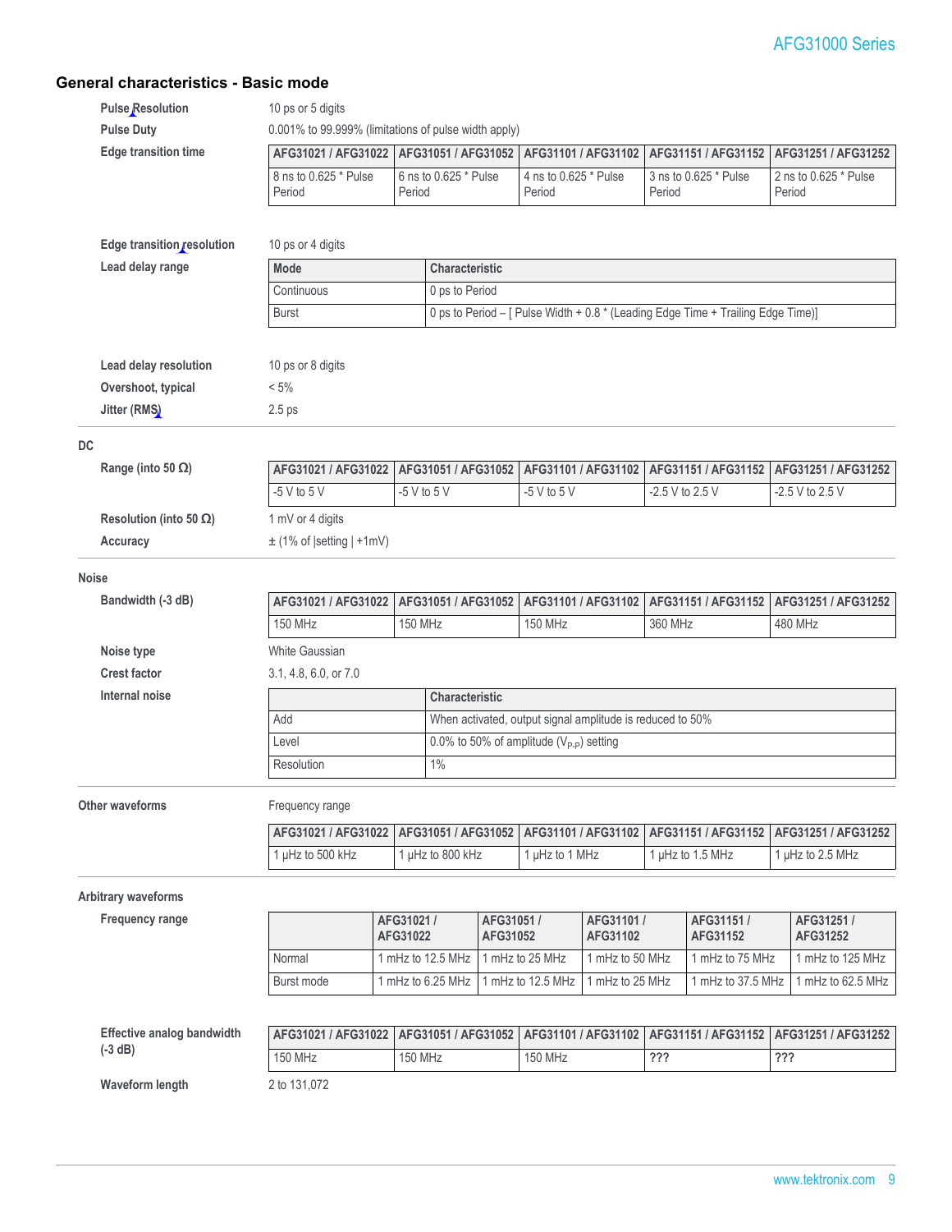## General characteristics - Basic mode

**Pulse Resolution** 10 ps or 5 digits

**Pulse Duty** 0.001% to 99.999% (limitations of pulse width apply)

**Edge transition time**

| AFG31021 / AFG31022 | AFG31051 / AFG31052 | AFG31101 / AFG31102 | AFG31151 / AFG31152 | AFG31251 / AFG31252 |
|---|---|---|---|---|
| 8 ns to 0.625 * Pulse Period | 6 ns to 0.625 * Pulse Period | 4 ns to 0.625 * Pulse Period | 3 ns to 0.625 * Pulse Period | 2 ns to 0.625 * Pulse Period |

**Edge transition resolution** 10 ps or 4 digits

**Lead delay range**

| Mode | Characteristic |
|---|---|
| Continuous | 0 ps to Period |
| Burst | 0 ps to Period – [ Pulse Width + 0.8 * (Leading Edge Time + Trailing Edge Time)] |

**Lead delay resolution** 10 ps or 8 digits

**Overshoot, typical** < 5%

**Jitter (RMS)** 2.5 ps

### DC

**Range (into 50 Ω)**

| AFG31021 / AFG31022 | AFG31051 / AFG31052 | AFG31101 / AFG31102 | AFG31151 / AFG31152 | AFG31251 / AFG31252 |
|---|---|---|---|---|
| -5 V to 5 V | -5 V to 5 V | -5 V to 5 V | -2.5 V to 2.5 V | -2.5 V to 2.5 V |

**Resolution (into 50 Ω)** 1 mV or 4 digits

**Accuracy** ± (1% of |setting | +1mV)

### Noise

**Bandwidth (-3 dB)**

| AFG31021 / AFG31022 | AFG31051 / AFG31052 | AFG31101 / AFG31102 | AFG31151 / AFG31152 | AFG31251 / AFG31252 |
|---|---|---|---|---|
| 150 MHz | 150 MHz | 150 MHz | 360 MHz | 480 MHz |

**Noise type** White Gaussian

**Crest factor** 3.1, 4.8, 6.0, or 7.0

**Internal noise**

| | Characteristic |
|---|---|
| Add | When activated, output signal amplitude is reduced to 50% |
| Level | 0.0% to 50% of amplitude ($V_{P-P}$) setting |
| Resolution | 1% |

### Other waveforms

Frequency range

| AFG31021 / AFG31022 | AFG31051 / AFG31052 | AFG31101 / AFG31102 | AFG31151 / AFG31152 | AFG31251 / AFG31252 |
|---|---|---|---|---|
| 1 µHz to 500 kHz | 1 µHz to 800 kHz | 1 µHz to 1 MHz | 1 µHz to 1.5 MHz | 1 µHz to 2.5 MHz |

### Arbitrary waveforms

**Frequency range**

| | AFG31021 / AFG31022 | AFG31051 / AFG31052 | AFG31101 / AFG31102 | AFG31151 / AFG31152 | AFG31251 / AFG31252 |
|---|---|---|---|---|---|
| Normal | 1 mHz to 12.5 MHz | 1 mHz to 25 MHz | 1 mHz to 50 MHz | 1 mHz to 75 MHz | 1 mHz to 125 MHz |
| Burst mode | 1 mHz to 6.25 MHz | 1 mHz to 12.5 MHz | 1 mHz to 25 MHz | 1 mHz to 37.5 MHz | 1 mHz to 62.5 MHz |

**Effective analog bandwidth (-3 dB)**

| AFG31021 / AFG31022 | AFG31051 / AFG31052 | AFG31101 / AFG31102 | AFG31151 / AFG31152 | AFG31251 / AFG31252 |
|---|---|---|---|---|
| 150 MHz | 150 MHz | 150 MHz | ??? | ??? |

**Waveform length** 2 to 131,072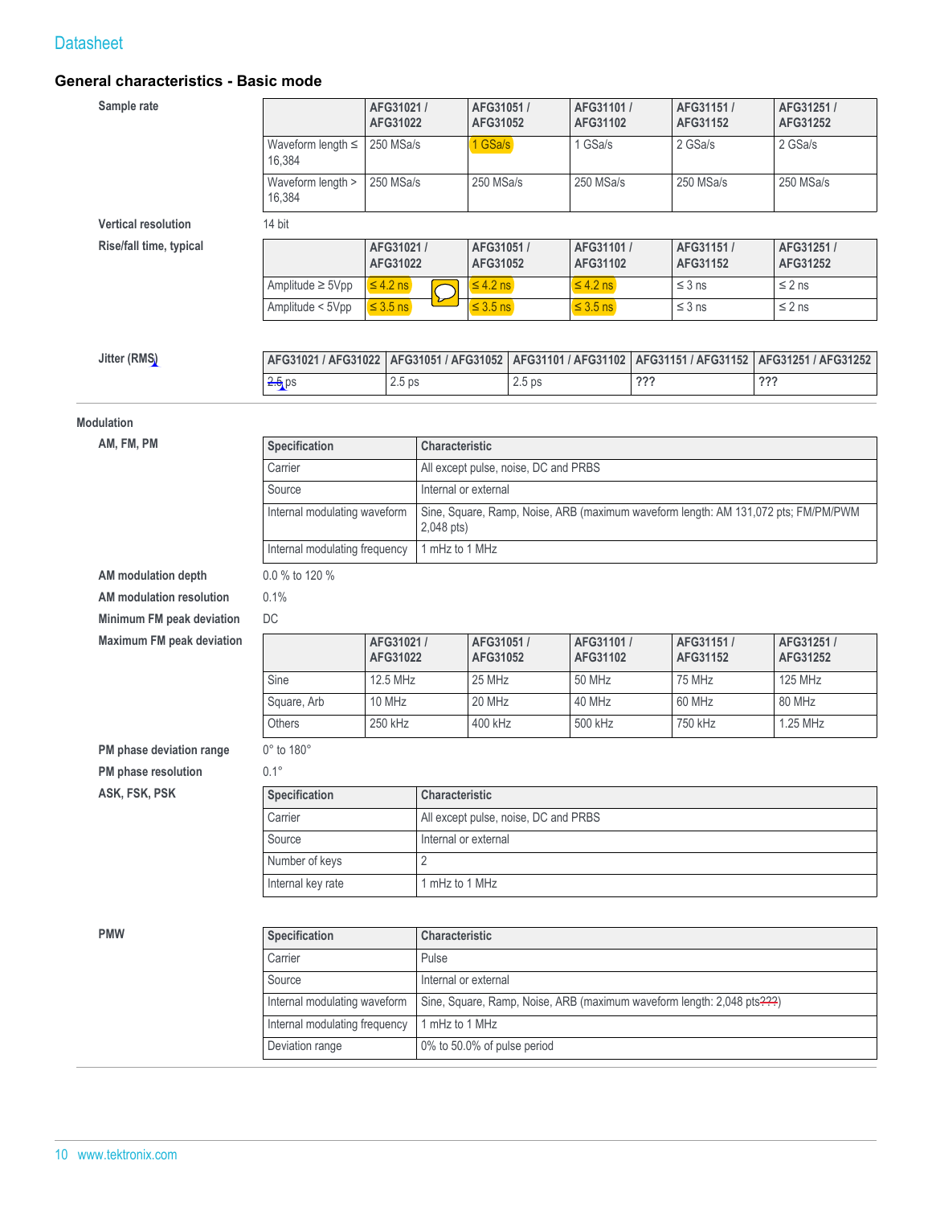## General characteristics - Basic mode

**Sample rate**

| | AFG31021 / AFG31022 | AFG31051 / AFG31052 | AFG31101 / AFG31102 | AFG31151 / AFG31152 | AFG31251 / AFG31252 |
|---|---|---|---|---|---|
| Waveform length ≤ 16,384 | 250 MSa/s | 1 GSa/s | 1 GSa/s | 2 GSa/s | 2 GSa/s |
| Waveform length > 16,384 | 250 MSa/s | 250 MSa/s | 250 MSa/s | 250 MSa/s | 250 MSa/s |

**Vertical resolution** 14 bit

**Rise/fall time, typical**

| | AFG31021 / AFG31022 | AFG31051 / AFG31052 | AFG31101 / AFG31102 | AFG31151 / AFG31152 | AFG31251 / AFG31252 |
|---|---|---|---|---|---|
| Amplitude ≥ 5Vpp | ≤ 4.2 ns | ≤ 4.2 ns | ≤ 4.2 ns | ≤ 3 ns | ≤ 2 ns |
| Amplitude < 5Vpp | ≤ 3.5 ns | ≤ 3.5 ns | ≤ 3.5 ns | ≤ 3 ns | ≤ 2 ns |

**Jitter (RMS)**

| AFG31021 / AFG31022 | AFG31051 / AFG31052 | AFG31101 / AFG31102 | AFG31151 / AFG31152 | AFG31251 / AFG31252 |
|---|---|---|---|---|
| ~~2.5~~ ps | 2.5 ps | 2.5 ps | ??? | ??? |

**Modulation**

**AM, FM, PM**

| Specification | Characteristic |
|---|---|
| Carrier | All except pulse, noise, DC and PRBS |
| Source | Internal or external |
| Internal modulating waveform | Sine, Square, Ramp, Noise, ARB (maximum waveform length: AM 131,072 pts; FM/PM/PWM 2,048 pts) |
| Internal modulating frequency | 1 mHz to 1 MHz |

**AM modulation depth** 0.0 % to 120 %

**AM modulation resolution** 0.1%

**Minimum FM peak deviation** DC

**Maximum FM peak deviation**

| | AFG31021 / AFG31022 | AFG31051 / AFG31052 | AFG31101 / AFG31102 | AFG31151 / AFG31152 | AFG31251 / AFG31252 |
|---|---|---|---|---|---|
| Sine | 12.5 MHz | 25 MHz | 50 MHz | 75 MHz | 125 MHz |
| Square, Arb | 10 MHz | 20 MHz | 40 MHz | 60 MHz | 80 MHz |
| Others | 250 kHz | 400 kHz | 500 kHz | 750 kHz | 1.25 MHz |

**PM phase deviation range** 0° to 180°

**PM phase resolution** 0.1°

**ASK, FSK, PSK**

| Specification | Characteristic |
|---|---|
| Carrier | All except pulse, noise, DC and PRBS |
| Source | Internal or external |
| Number of keys | 2 |
| Internal key rate | 1 mHz to 1 MHz |

**PMW**

| Specification | Characteristic |
|---|---|
| Carrier | Pulse |
| Source | Internal or external |
| Internal modulating waveform | Sine, Square, Ramp, Noise, ARB (maximum waveform length: 2,048 pts~~???~~) |
| Internal modulating frequency | 1 mHz to 1 MHz |
| Deviation range | 0% to 50.0% of pulse period |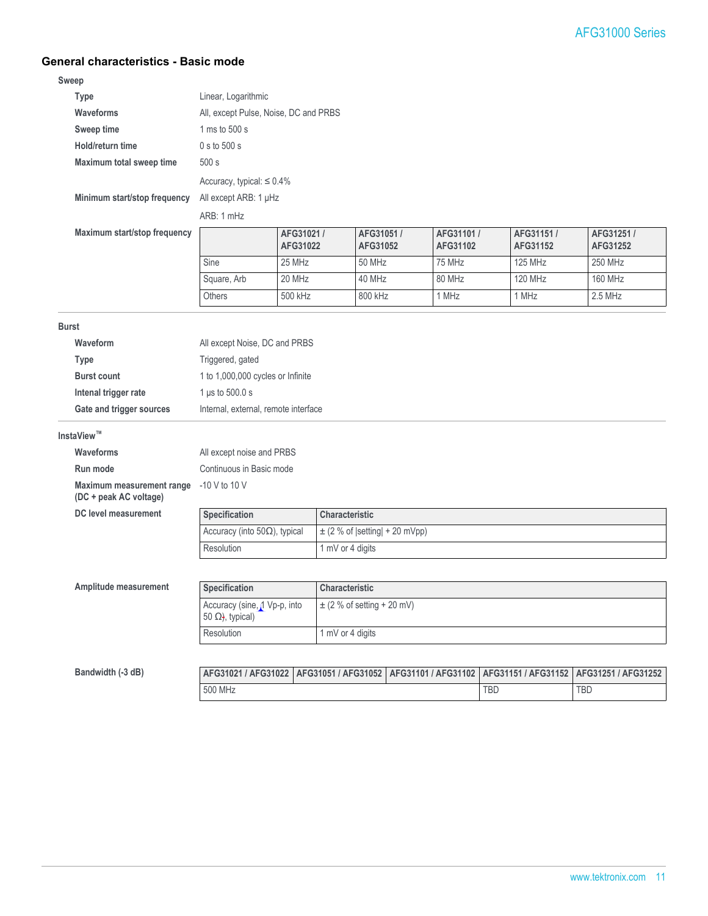## General characteristics - Basic mode

### Sweep

**Type** Linear, Logarithmic

**Waveforms** All, except Pulse, Noise, DC and PRBS

**Sweep time** 1 ms to 500 s

**Hold/return time** 0 s to 500 s

**Maximum total sweep time** 500 s

Accuracy, typical: ≤ 0.4%

**Minimum start/stop frequency** All except ARB: 1 μHz

ARB: 1 mHz

**Maximum start/stop frequency**

| | AFG31021 / AFG31022 | AFG31051 / AFG31052 | AFG31101 / AFG31102 | AFG31151 / AFG31152 | AFG31251 / AFG31252 |
|---|---|---|---|---|---|
| Sine | 25 MHz | 50 MHz | 75 MHz | 125 MHz | 250 MHz |
| Square, Arb | 20 MHz | 40 MHz | 80 MHz | 120 MHz | 160 MHz |
| Others | 500 kHz | 800 kHz | 1 MHz | 1 MHz | 2.5 MHz |

### Burst

**Waveform** All except Noise, DC and PRBS

**Type** Triggered, gated

**Burst count** 1 to 1,000,000 cycles or Infinite

**Intenal trigger rate** 1 μs to 500.0 s

**Gate and trigger sources** Internal, external, remote interface

### InstaView™

**Waveforms** All except noise and PRBS

**Run mode** Continuous in Basic mode

**Maximum measurement range (DC + peak AC voltage)** -10 V to 10 V

**DC level measurement**

| Specification | Characteristic |
|---|---|
| Accuracy (into 50Ω), typical | ± (2 % of \|setting\| + 20 mVpp) |
| Resolution | 1 mV or 4 digits |

**Amplitude measurement**

| Specification | Characteristic |
|---|---|
| Accuracy (sine, 1 Vp-p, into 50 Ω), typical) | ± (2 % of setting + 20 mV) |
| Resolution | 1 mV or 4 digits |

**Bandwidth (-3 dB)**

| AFG31021 / AFG31022 | AFG31051 / AFG31052 | AFG31101 / AFG31102 | AFG31151 / AFG31152 | AFG31251 / AFG31252 |
|---|---|---|---|---|
| 500 MHz | | | TBD | TBD |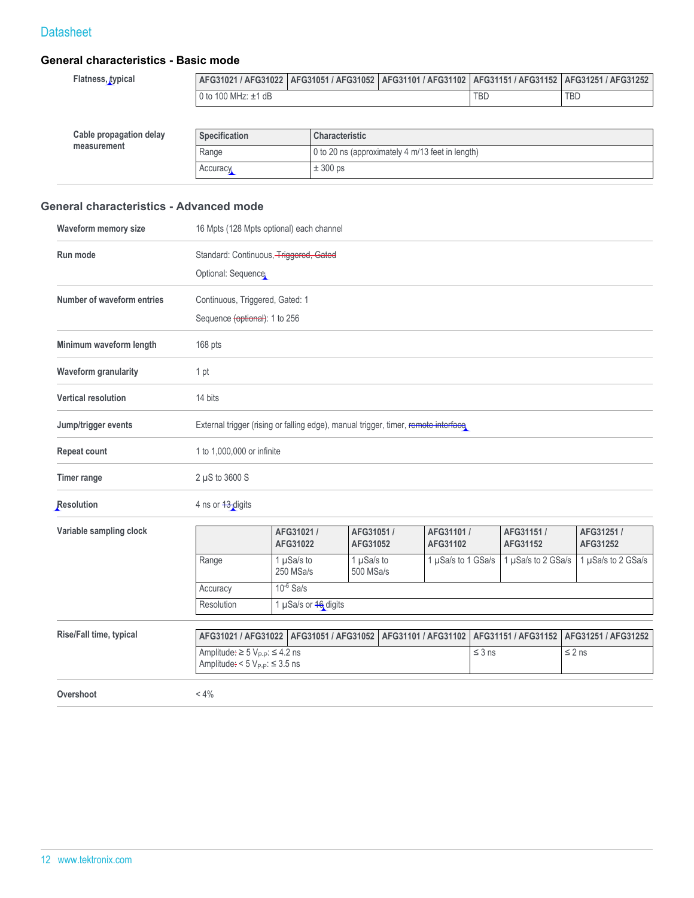## General characteristics - Basic mode

**Flatness, typical**

| AFG31021 / AFG31022 | AFG31051 / AFG31052 | AFG31101 / AFG31102 | AFG31151 / AFG31152 | AFG31251 / AFG31252 |
|---|---|---|---|---|
| 0 to 100 MHz: ±1 dB | | | TBD | TBD |

**Cable propagation delay measurement**

| Specification | Characteristic |
|---|---|
| Range | 0 to 20 ns (approximately 4 m/13 feet in length) |
| Accuracy | ± 300 ps |

## General characteristics - Advanced mode

**Waveform memory size**

16 Mpts (128 Mpts optional) each channel

**Run mode**

Standard: Continuous, ~~Triggered, Gated~~

Optional: Sequence

**Number of waveform entries**

Continuous, Triggered, Gated: 1

Sequence ~~(optional)~~: 1 to 256

**Minimum waveform length**

168 pts

**Waveform granularity**

1 pt

**Vertical resolution**

14 bits

**Jump/trigger events**

External trigger (rising or falling edge), manual trigger, timer, ~~remote interface~~

**Repeat count**

1 to 1,000,000 or infinite

**Timer range**

2 µS to 3600 S

**Resolution**

4 ns or ~~13~~ digits

**Variable sampling clock**

| | AFG31021 / AFG31022 | AFG31051 / AFG31052 | AFG31101 / AFG31102 | AFG31151 / AFG31152 | AFG31251 / AFG31252 |
|---|---|---|---|---|---|
| Range | 1 µSa/s to 250 MSa/s | 1 µSa/s to 500 MSa/s | 1 µSa/s to 1 GSa/s | 1 µSa/s to 2 GSa/s | 1 µSa/s to 2 GSa/s |
| Accuracy | $10^{-6}$ Sa/s | | | | |
| Resolution | 1 µSa/s or ~~16~~ digits | | | | |

**Rise/Fall time, typical**

| AFG31021 / AFG31022 | AFG31051 / AFG31052 | AFG31101 / AFG31102 | AFG31151 / AFG31152 | AFG31251 / AFG31252 |
|---|---|---|---|---|
| Amplitude: ≥ 5 $V_{P-P}$: ≤ 4.2 ns<br>Amplitude: < 5 $V_{P-P}$: ≤ 3.5 ns | | | ≤ 3 ns | ≤ 2 ns |

**Overshoot**

< 4%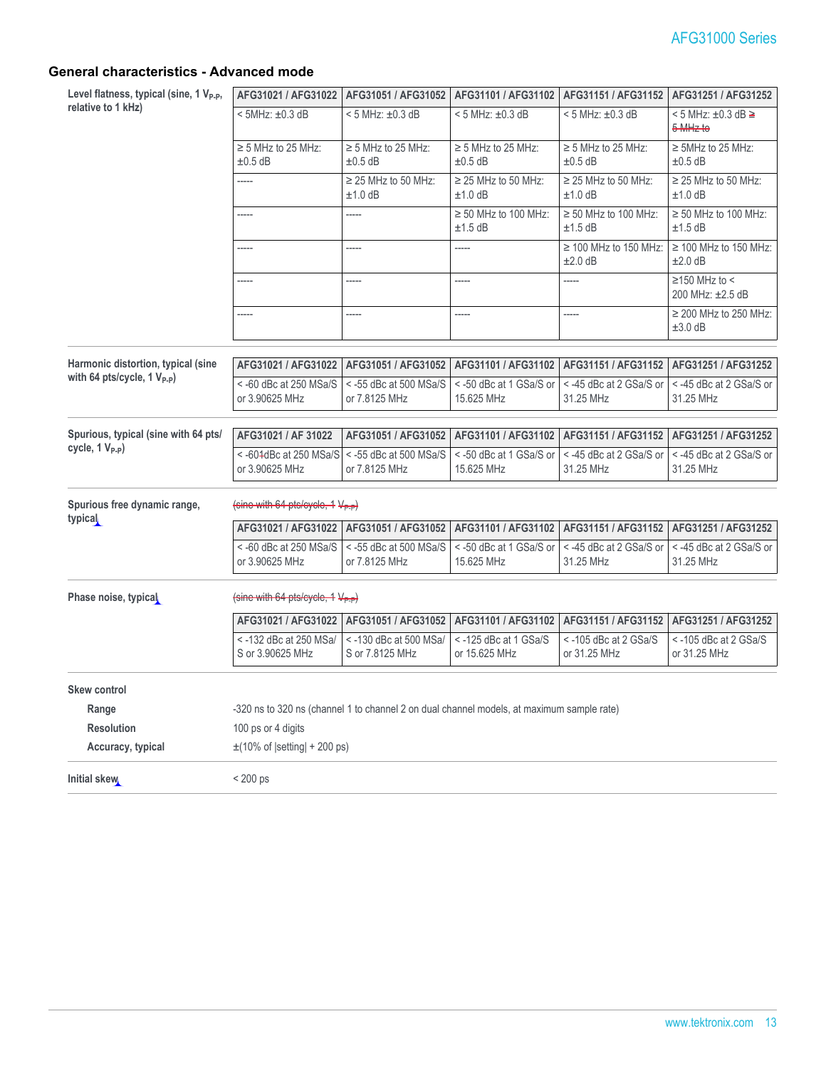## General characteristics - Advanced mode

**Level flatness, typical (sine, 1 $V_{P-P}$, relative to 1 kHz)**

| AFG31021 / AFG31022 | AFG31051 / AFG31052 | AFG31101 / AFG31102 | AFG31151 / AFG31152 | AFG31251 / AFG31252 |
|---|---|---|---|---|
| < 5MHz: ±0.3 dB | < 5 MHz: ±0.3 dB | < 5 MHz: ±0.3 dB | < 5 MHz: ±0.3 dB | < 5 MHz: ±0.3 dB ≥ 5 MHz to |
| ≥ 5 MHz to 25 MHz: ±0.5 dB | ≥ 5 MHz to 25 MHz: ±0.5 dB | ≥ 5 MHz to 25 MHz: ±0.5 dB | ≥ 5 MHz to 25 MHz: ±0.5 dB | ≥ 5MHz to 25 MHz: ±0.5 dB |
| ----- | ≥ 25 MHz to 50 MHz: ±1.0 dB | ≥ 25 MHz to 50 MHz: ±1.0 dB | ≥ 25 MHz to 50 MHz: ±1.0 dB | ≥ 25 MHz to 50 MHz: ±1.0 dB |
| ----- | ----- | ≥ 50 MHz to 100 MHz: ±1.5 dB | ≥ 50 MHz to 100 MHz: ±1.5 dB | ≥ 50 MHz to 100 MHz: ±1.5 dB |
| ----- | ----- | ----- | ≥ 100 MHz to 150 MHz: ±2.0 dB | ≥ 100 MHz to 150 MHz: ±2.0 dB |
| ----- | ----- | ----- | ----- | ≥150 MHz to < 200 MHz: ±2.5 dB |
| ----- | ----- | ----- | ----- | ≥ 200 MHz to 250 MHz: ±3.0 dB |

**Harmonic distortion, typical (sine with 64 pts/cycle, 1 $V_{P-P}$)**

| AFG31021 / AFG31022 | AFG31051 / AFG31052 | AFG31101 / AFG31102 | AFG31151 / AFG31152 | AFG31251 / AFG31252 |
|---|---|---|---|---|
| < -60 dBc at 250 MSa/S or 3.90625 MHz | < -55 dBc at 500 MSa/S or 7.8125 MHz | < -50 dBc at 1 GSa/S or 15.625 MHz | < -45 dBc at 2 GSa/S or 31.25 MHz | < -45 dBc at 2 GSa/S or 31.25 MHz |

**Spurious, typical (sine with 64 pts/cycle, 1 $V_{P-P}$)**

| AFG31021 / AF 31022 | AFG31051 / AFG31052 | AFG31101 / AFG31102 | AFG31151 / AFG31152 | AFG31251 / AFG31252 |
|---|---|---|---|---|
| < -601dBc at 250 MSa/S or 3.90625 MHz | < -55 dBc at 500 MSa/S or 7.8125 MHz | < -50 dBc at 1 GSa/S or 15.625 MHz | < -45 dBc at 2 GSa/S or 31.25 MHz | < -45 dBc at 2 GSa/S or 31.25 MHz |

**Spurious free dynamic range, typical**

(sine with 64 pts/cycle, 1 $V_{P-P}$)

| AFG31021 / AFG31022 | AFG31051 / AFG31052 | AFG31101 / AFG31102 | AFG31151 / AFG31152 | AFG31251 / AFG31252 |
|---|---|---|---|---|
| < -60 dBc at 250 MSa/S or 3.90625 MHz | < -55 dBc at 500 MSa/S or 7.8125 MHz | < -50 dBc at 1 GSa/S or 15.625 MHz | < -45 dBc at 2 GSa/S or 31.25 MHz | < -45 dBc at 2 GSa/S or 31.25 MHz |

**Phase noise, typical**

(sine with 64 pts/cycle, 1 $V_{P-P}$)

| AFG31021 / AFG31022 | AFG31051 / AFG31052 | AFG31101 / AFG31102 | AFG31151 / AFG31152 | AFG31251 / AFG31252 |
|---|---|---|---|---|
| < -132 dBc at 250 MSa/S or 3.90625 MHz | < -130 dBc at 500 MSa/S or 7.8125 MHz | < -125 dBc at 1 GSa/S or 15.625 MHz | < -105 dBc at 2 GSa/S or 31.25 MHz | < -105 dBc at 2 GSa/S or 31.25 MHz |

**Skew control**

| | |
|---|---|
| **Range** | -320 ns to 320 ns (channel 1 to channel 2 on dual channel models, at maximum sample rate) |
| **Resolution** | 100 ps or 4 digits |
| **Accuracy, typical** | ±(10% of \|setting\| + 200 ps) |

**Initial skew** < 200 ps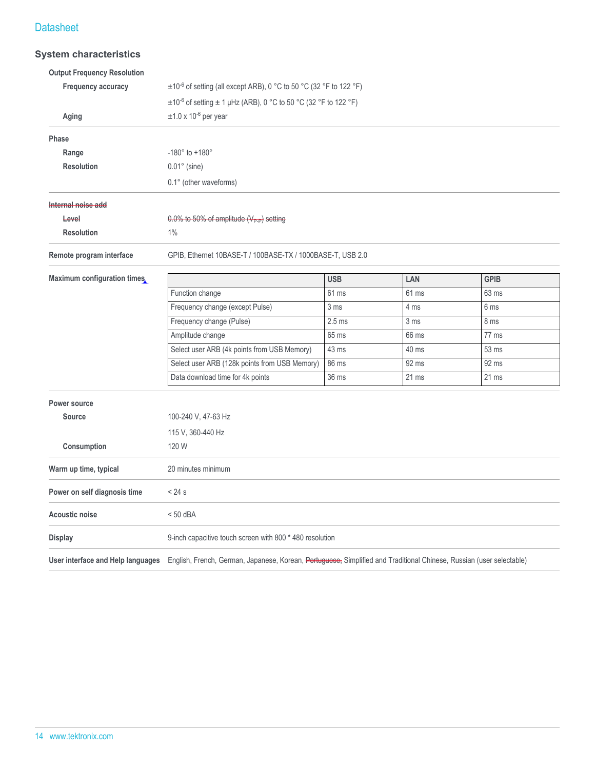## System characteristics

**Output Frequency Resolution**

| | |
|---|---|
| **Frequency accuracy** | ±$10^{-6}$ of setting (all except ARB), 0 °C to 50 °C (32 °F to 122 °F) |
| | ±$10^{-6}$ of setting ± 1 µHz (ARB), 0 °C to 50 °C (32 °F to 122 °F) |
| **Aging** | ±1.0 x $10^{-6}$ per year |

**Phase**

| | |
|---|---|
| **Range** | -180° to +180° |
| **Resolution** | 0.01° (sine) |
| | 0.1° (other waveforms) |

~~**Internal noise add**~~

| | |
|---|---|
| ~~**Level**~~ | ~~0.0% to 50% of amplitude ($V_{P-P}$) setting~~ |
| ~~**Resolution**~~ | ~~1%~~ |

**Remote program interface**: GPIB, Ethernet 10BASE-T / 100BASE-TX / 1000BASE-T, USB 2.0

**Maximum configuration times**

| | USB | LAN | GPIB |
|---|---|---|---|
| Function change | 61 ms | 61 ms | 63 ms |
| Frequency change (except Pulse) | 3 ms | 4 ms | 6 ms |
| Frequency change (Pulse) | 2.5 ms | 3 ms | 8 ms |
| Amplitude change | 65 ms | 66 ms | 77 ms |
| Select user ARB (4k points from USB Memory) | 43 ms | 40 ms | 53 ms |
| Select user ARB (128k points from USB Memory) | 86 ms | 92 ms | 92 ms |
| Data download time for 4k points | 36 ms | 21 ms | 21 ms |

**Power source**

| | |
|---|---|
| **Source** | 100-240 V, 47-63 Hz |
| | 115 V, 360-440 Hz |
| **Consumption** | 120 W |

**Warm up time, typical**: 20 minutes minimum

**Power on self diagnosis time**: < 24 s

**Acoustic noise**: < 50 dBA

**Display**: 9-inch capacitive touch screen with 800 * 480 resolution

**User interface and Help languages**: English, French, German, Japanese, Korean, ~~Portuguese,~~ Simplified and Traditional Chinese, Russian (user selectable)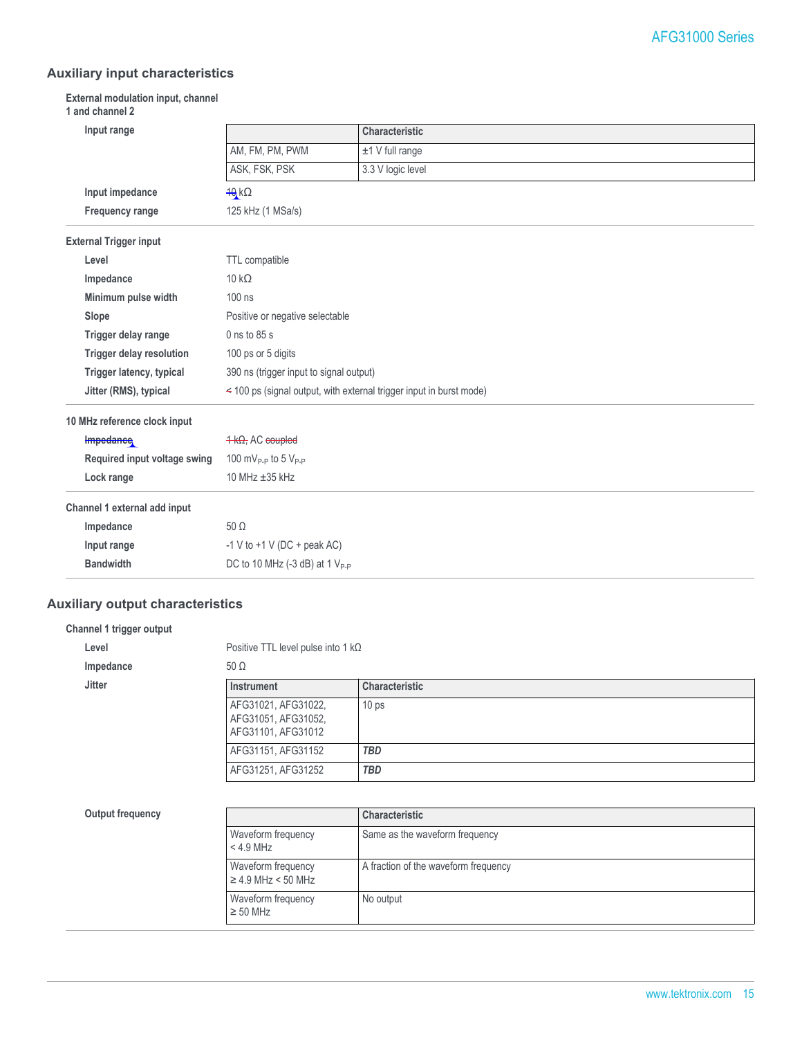## Auxiliary input characteristics

### External modulation input, channel 1 and channel 2

**Input range**

| | Characteristic |
|---|---|
| AM, FM, PM, PWM | ±1 V full range |
| ASK, FSK, PSK | 3.3 V logic level |

**Input impedance** 10 kΩ

**Frequency range** 125 kHz (1 MSa/s)

### External Trigger input

**Level** TTL compatible

**Impedance** 10 kΩ

**Minimum pulse width** 100 ns

**Slope** Positive or negative selectable

**Trigger delay range** 0 ns to 85 s

**Trigger delay resolution** 100 ps or 5 digits

**Trigger latency, typical** 390 ns (trigger input to signal output)

**Jitter (RMS), typical** < 100 ps (signal output, with external trigger input in burst mode)

### 10 MHz reference clock input

**Impedance** 1 kΩ, AC coupled

**Required input voltage swing** 100 $mV_{P-P}$ to 5 $V_{P-P}$

**Lock range** 10 MHz ±35 kHz

### Channel 1 external add input

**Impedance** 50 Ω

**Input range** -1 V to +1 V (DC + peak AC)

**Bandwidth** DC to 10 MHz (-3 dB) at 1 $V_{P-P}$

## Auxiliary output characteristics

### Channel 1 trigger output

**Level** Positive TTL level pulse into 1 kΩ

**Impedance** 50 Ω

**Jitter**

| Instrument | Characteristic |
|---|---|
| AFG31021, AFG31022, AFG31051, AFG31052, AFG31101, AFG31012 | 10 ps |
| AFG31151, AFG31152 | ***TBD*** |
| AFG31251, AFG31252 | ***TBD*** |

**Output frequency**

| | Characteristic |
|---|---|
| Waveform frequency < 4.9 MHz | Same as the waveform frequency |
| Waveform frequency ≥ 4.9 MHz < 50 MHz | A fraction of the waveform frequency |
| Waveform frequency ≥ 50 MHz | No output |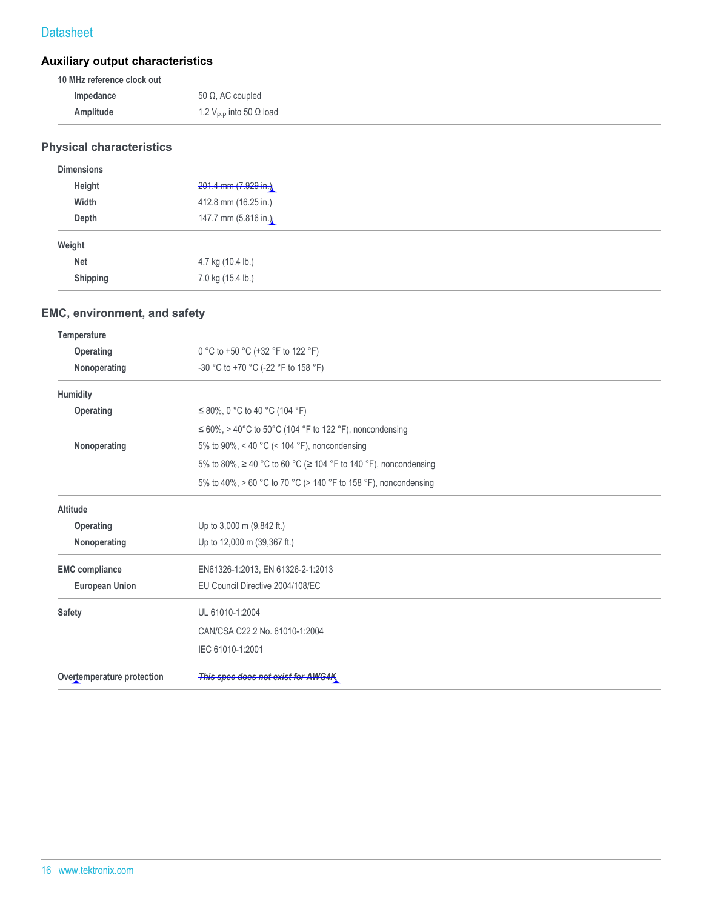## Auxiliary output characteristics

| 10 MHz reference clock out | |
|---|---|
| Impedance | 50 Ω, AC coupled |
| Amplitude | 1.2 $V_{P-P}$ into 50 Ω load |

## Physical characteristics

| Dimensions | |
|---|---|
| Height | ~~201.4 mm (7.929 in.)~~ |
| Width | 412.8 mm (16.25 in.) |
| Depth | ~~147.7 mm (5.816 in.)~~ |

| Weight | |
|---|---|
| Net | 4.7 kg (10.4 lb.) |
| Shipping | 7.0 kg (15.4 lb.) |

## EMC, environment, and safety

| Temperature | |
|---|---|
| Operating | 0 °C to +50 °C (+32 °F to 122 °F) |
| Nonoperating | -30 °C to +70 °C (-22 °F to 158 °F) |

| Humidity | |
|---|---|
| Operating | ≤ 80%, 0 °C to 40 °C (104 °F) |
| | ≤ 60%, > 40°C to 50°C (104 °F to 122 °F), noncondensing |
| Nonoperating | 5% to 90%, < 40 °C (< 104 °F), noncondensing |
| | 5% to 80%, ≥ 40 °C to 60 °C (≥ 104 °F to 140 °F), noncondensing |
| | 5% to 40%, > 60 °C to 70 °C (> 140 °F to 158 °F), noncondensing |

| Altitude | |
|---|---|
| Operating | Up to 3,000 m (9,842 ft.) |
| Nonoperating | Up to 12,000 m (39,367 ft.) |

| EMC compliance | EN61326-1:2013, EN 61326-2-1:2013 |
|---|---|
| European Union | EU Council Directive 2004/108/EC |

| Safety | UL 61010-1:2004 |
|---|---|
| | CAN/CSA C22.2 No. 61010-1:2004 |
| | IEC 61010-1:2001 |

| Overtemperature protection | ***~~This spec does not exist for AWG4K~~*** |
|---|---|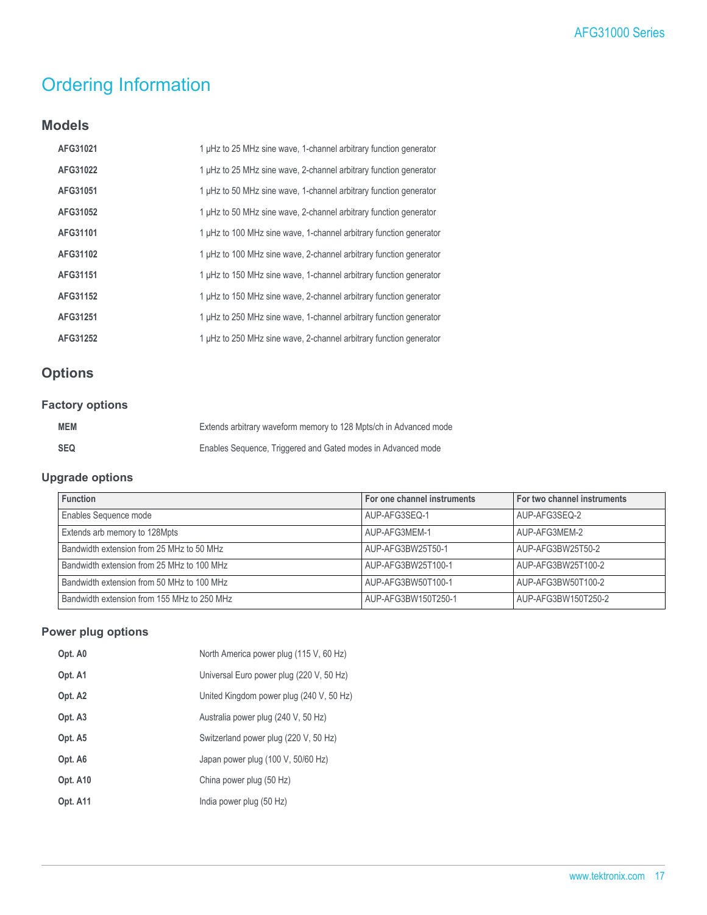# Ordering Information

## Models

| | |
|---|---|
| **AFG31021** | 1 µHz to 25 MHz sine wave, 1-channel arbitrary function generator |
| **AFG31022** | 1 µHz to 25 MHz sine wave, 2-channel arbitrary function generator |
| **AFG31051** | 1 µHz to 50 MHz sine wave, 1-channel arbitrary function generator |
| **AFG31052** | 1 µHz to 50 MHz sine wave, 2-channel arbitrary function generator |
| **AFG31101** | 1 µHz to 100 MHz sine wave, 1-channel arbitrary function generator |
| **AFG31102** | 1 µHz to 100 MHz sine wave, 2-channel arbitrary function generator |
| **AFG31151** | 1 µHz to 150 MHz sine wave, 1-channel arbitrary function generator |
| **AFG31152** | 1 µHz to 150 MHz sine wave, 2-channel arbitrary function generator |
| **AFG31251** | 1 µHz to 250 MHz sine wave, 1-channel arbitrary function generator |
| **AFG31252** | 1 µHz to 250 MHz sine wave, 2-channel arbitrary function generator |

## Options

### Factory options

| | |
|---|---|
| **MEM** | Extends arbitrary waveform memory to 128 Mpts/ch in Advanced mode |
| **SEQ** | Enables Sequence, Triggered and Gated modes in Advanced mode |

### Upgrade options

| Function | For one channel instruments | For two channel instruments |
|---|---|---|
| Enables Sequence mode | AUP-AFG3SEQ-1 | AUP-AFG3SEQ-2 |
| Extends arb memory to 128Mpts | AUP-AFG3MEM-1 | AUP-AFG3MEM-2 |
| Bandwidth extension from 25 MHz to 50 MHz | AUP-AFG3BW25T50-1 | AUP-AFG3BW25T50-2 |
| Bandwidth extension from 25 MHz to 100 MHz | AUP-AFG3BW25T100-1 | AUP-AFG3BW25T100-2 |
| Bandwidth extension from 50 MHz to 100 MHz | AUP-AFG3BW50T100-1 | AUP-AFG3BW50T100-2 |
| Bandwidth extension from 155 MHz to 250 MHz | AUP-AFG3BW150T250-1 | AUP-AFG3BW150T250-2 |

### Power plug options

| | |
|---|---|
| **Opt. A0** | North America power plug (115 V, 60 Hz) |
| **Opt. A1** | Universal Euro power plug (220 V, 50 Hz) |
| **Opt. A2** | United Kingdom power plug (240 V, 50 Hz) |
| **Opt. A3** | Australia power plug (240 V, 50 Hz) |
| **Opt. A5** | Switzerland power plug (220 V, 50 Hz) |
| **Opt. A6** | Japan power plug (100 V, 50/60 Hz) |
| **Opt. A10** | China power plug (50 Hz) |
| **Opt. A11** | India power plug (50 Hz) |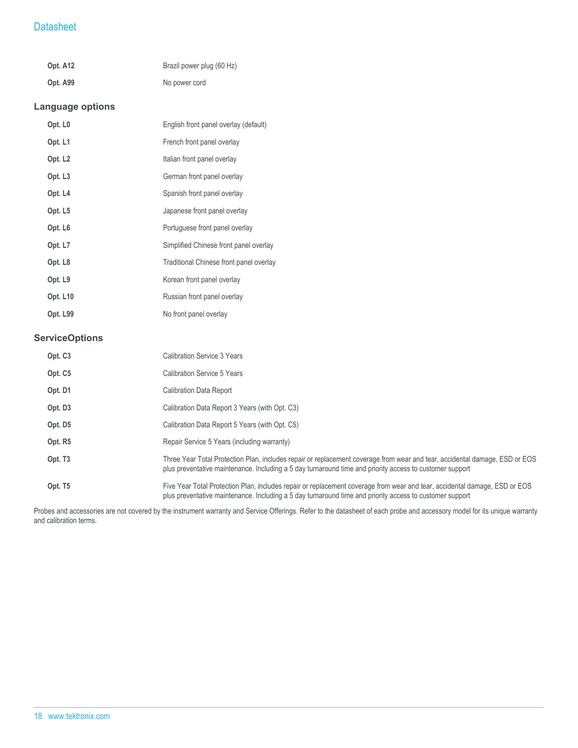| | |
|---|---|
| **Opt. A12** | Brazil power plug (60 Hz) |
| **Opt. A99** | No power cord |

### Language options

| | |
|---|---|
| **Opt. L0** | English front panel overlay (default) |
| **Opt. L1** | French front panel overlay |
| **Opt. L2** | Italian front panel overlay |
| **Opt. L3** | German front panel overlay |
| **Opt. L4** | Spanish front panel overlay |
| **Opt. L5** | Japanese front panel overlay |
| **Opt. L6** | Portuguese front panel overlay |
| **Opt. L7** | Simplified Chinese front panel overlay |
| **Opt. L8** | Traditional Chinese front panel overlay |
| **Opt. L9** | Korean front panel overlay |
| **Opt. L10** | Russian front panel overlay |
| **Opt. L99** | No front panel overlay |

### ServiceOptions

| | |
|---|---|
| **Opt. C3** | Calibration Service 3 Years |
| **Opt. C5** | Calibration Service 5 Years |
| **Opt. D1** | Calibration Data Report |
| **Opt. D3** | Calibration Data Report 3 Years (with Opt. C3) |
| **Opt. D5** | Calibration Data Report 5 Years (with Opt. C5) |
| **Opt. R5** | Repair Service 5 Years (including warranty) |
| **Opt. T3** | Three Year Total Protection Plan, includes repair or replacement coverage from wear and tear, accidental damage, ESD or EOS plus preventative maintenance. Including a 5 day turnaround time and priority access to customer support |
| **Opt. T5** | Five Year Total Protection Plan, includes repair or replacement coverage from wear and tear, accidental damage, ESD or EOS plus preventative maintenance. Including a 5 day turnaround time and priority access to customer support |

Probes and accessories are not covered by the instrument warranty and Service Offerings. Refer to the datasheet of each probe and accessory model for its unique warranty and calibration terms.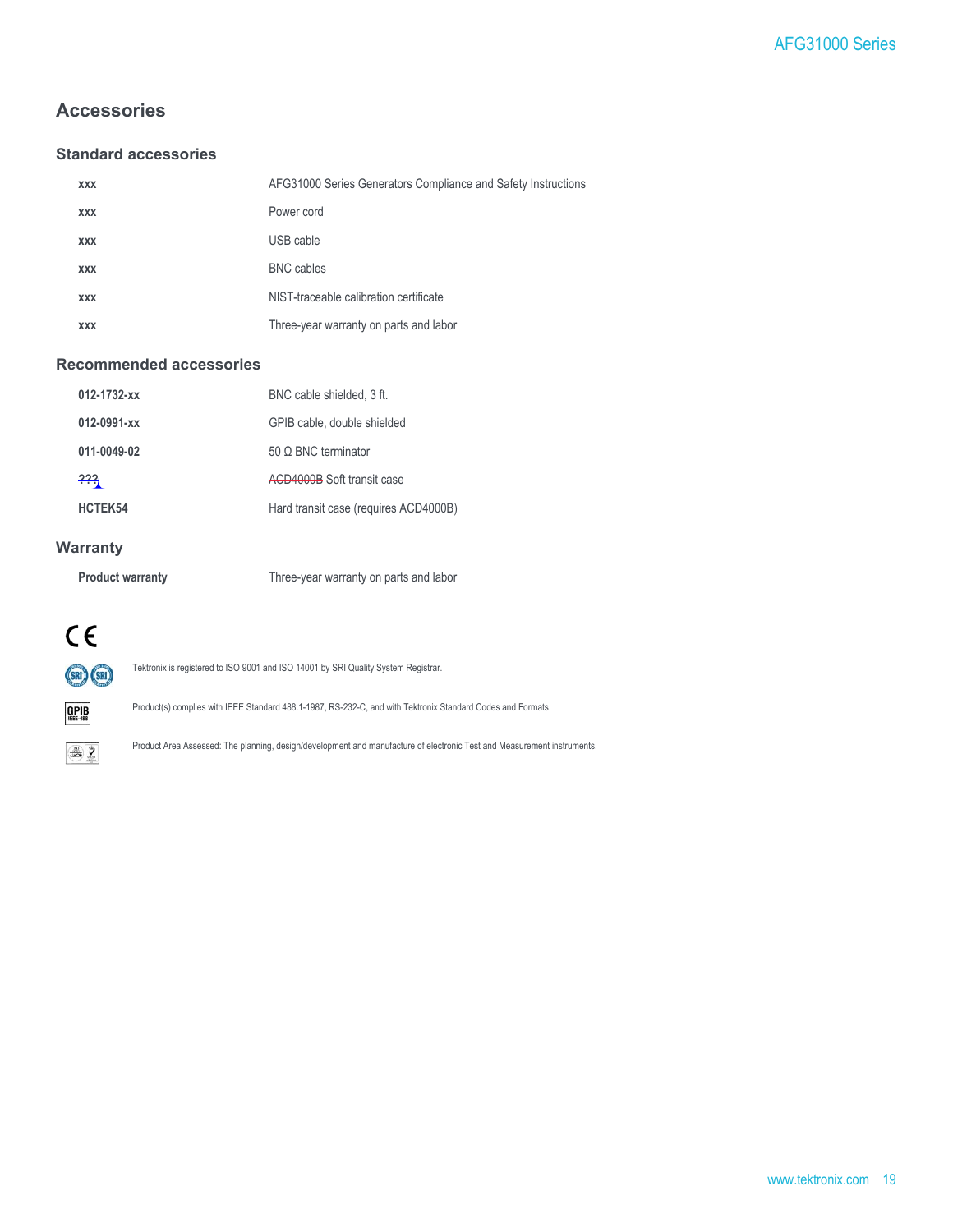## Accessories

### Standard accessories

| | |
|---|---|
| **xxx** | AFG31000 Series Generators Compliance and Safety Instructions |
| **xxx** | Power cord |
| **xxx** | USB cable |
| **xxx** | BNC cables |
| **xxx** | NIST-traceable calibration certificate |
| **xxx** | Three-year warranty on parts and labor |

### Recommended accessories

| | |
|---|---|
| **012-1732-xx** | BNC cable shielded, 3 ft. |
| **012-0991-xx** | GPIB cable, double shielded |
| **011-0049-02** | 50 Ω BNC terminator |
| ~~???~~ | ~~ACD4000B~~ Soft transit case |
| **HCTEK54** | Hard transit case (requires ACD4000B) |

### Warranty

| | |
|---|---|
| **Product warranty** | Three-year warranty on parts and labor |

Tektronix is registered to ISO 9001 and ISO 14001 by SRI Quality System Registrar.

Product(s) complies with IEEE Standard 488.1-1987, RS-232-C, and with Tektronix Standard Codes and Formats.

Product Area Assessed: The planning, design/development and manufacture of electronic Test and Measurement instruments.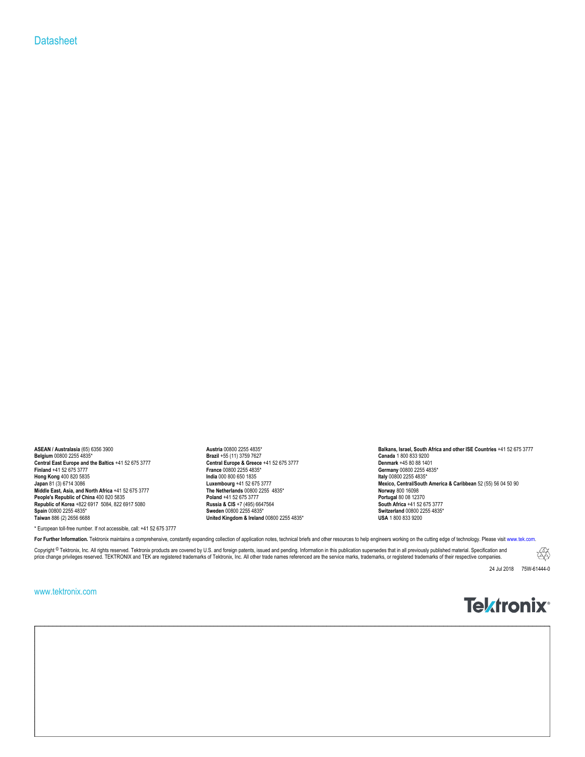**ASEAN / Australasia** (65) 6356 3900
**Belgium** 00800 2255 4835*
**Central East Europe and the Baltics** +41 52 675 3777
**Finland** +41 52 675 3777
**Hong Kong** 400 820 5835
**Japan** 81 (3) 6714 3086
**Middle East, Asia, and North Africa** +41 52 675 3777
**People's Republic of China** 400 820 5835
**Republic of Korea** +822 6917 5084, 822 6917 5080
**Spain** 00800 2255 4835*
**Taiwan** 886 (2) 2656 6688

**Austria** 00800 2255 4835*
**Brazil** +55 (11) 3759 7627
**Central Europe & Greece** +41 52 675 3777
**France** 00800 2255 4835*
**India** 000 800 650 1835
**Luxembourg** +41 52 675 3777
**The Netherlands** 00800 2255 4835*
**Poland** +41 52 675 3777
**Russia & CIS** +7 (495) 6647564
**Sweden** 00800 2255 4835*
**United Kingdom & Ireland** 00800 2255 4835*

**Balkans, Israel, South Africa and other ISE Countries** +41 52 675 3777
**Canada** 1 800 833 9200
**Denmark** +45 80 88 1401
**Germany** 00800 2255 4835*
**Italy** 00800 2255 4835*
**Mexico, Central/South America & Caribbean** 52 (55) 56 04 50 90
**Norway** 800 16098
**Portugal** 80 08 12370
**South Africa** +41 52 675 3777
**Switzerland** 00800 2255 4835*
**USA** 1 800 833 9200

* European toll-free number. If not accessible, call: +41 52 675 3777

**For Further Information.** Tektronix maintains a comprehensive, constantly expanding collection of application notes, technical briefs and other resources to help engineers working on the cutting edge of technology. Please visit www.tek.com.

Copyright © Tektronix, Inc. All rights reserved. Tektronix products are covered by U.S. and foreign patents, issued and pending. Information in this publication supersedes that in all previously published material. Specification and price change privileges reserved. TEKTRONIX and TEK are registered trademarks of Tektronix, Inc. All other trade names referenced are the service marks, trademarks, or registered trademarks of their respective companies.

24 Jul 2018 75W-61444-0

www.tektronix.com